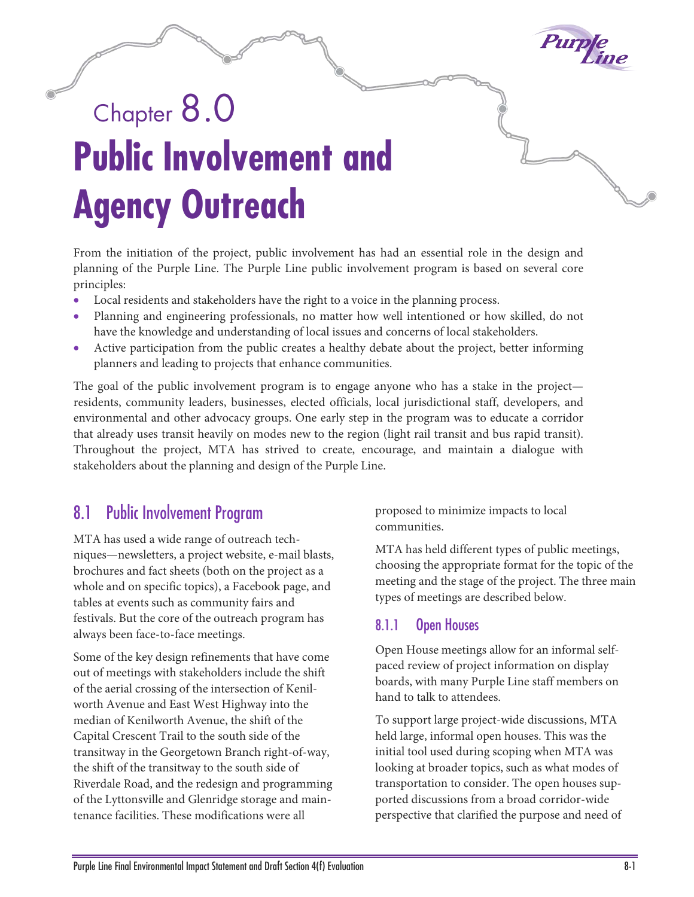# Chapter 8.0 Public Involvement and Agency Outreach

From the initiation of the project, public involvement has had an essential role in the design and planning of the Purple Line. The Purple Line public involvement program is based on several core principles:

- Local residents and stakeholders have the right to a voice in the planning process.
- Planning and engineering professionals, no matter how well intentioned or how skilled, do not have the knowledge and understanding of local issues and concerns of local stakeholders.
- Active participation from the public creates a healthy debate about the project, better informing planners and leading to projects that enhance communities.

The goal of the public involvement program is to engage anyone who has a stake in the project—residents, community leaders, businesses, elected officials, local jurisdictional staff, developers, and environmental and other advocacy groups. One early step in the program was to educate a corridor that already uses transit heavily on modes new to the region (light rail transit and bus rapid transit). Throughout the project, MTA has strived to create, encourage, and maintain a dialogue with stakeholders about the planning and design of the Purple Line.

## 8.1 Public Involvement Program

MTA has used a wide range of outreach techniques—newsletters, a project website, e-mail blasts, brochures and fact sheets (both on the project as a whole and on specific topics), a Facebook page, and tables at events such as community fairs and festivals. But the core of the outreach program has always been face-to-face meetings.

Some of the key design refinements that have come out of meetings with stakeholders include the shift of the aerial crossing of the intersection of Kenilworth Avenue and East West Highway into the median of Kenilworth Avenue, the shift of the Capital Crescent Trail to the south side of the transitway in the Georgetown Branch right-of-way, the shift of the transitway to the south side of Riverdale Road, and the redesign and programming of the Lyttonsville and Glenridge storage and maintenance facilities. These modifications were all proposed to minimize impacts to local communities.

MTA has held different types of public meetings, choosing the appropriate format for the topic of the meeting and the stage of the project. The three main types of meetings are described below.

### 8.1.1 Open Houses

Open House meetings allow for an informal self-paced review of project information on display boards, with many Purple Line staff members on hand to talk to attendees.

To support large project-wide discussions, MTA held large, informal open houses. This was the initial tool used during scoping when MTA was looking at broader topics, such as what modes of transportation to consider. The open houses supported discussions from a broad corridor-wide perspective that clarified the purpose and need of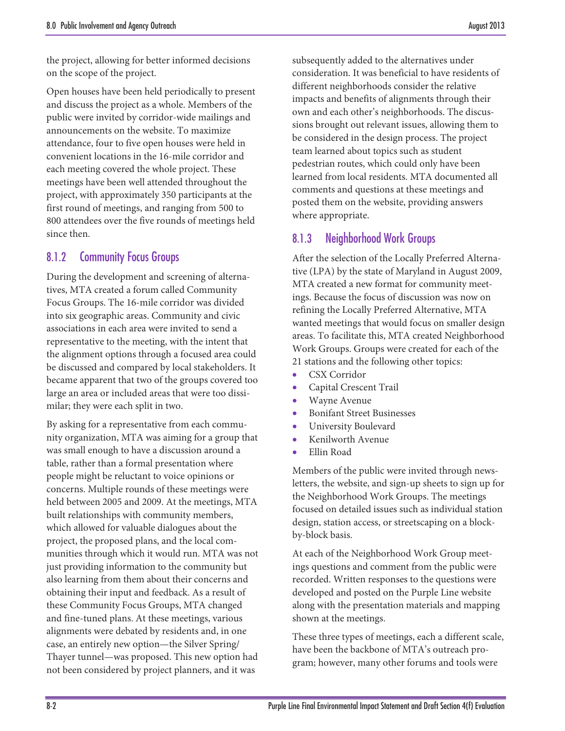the project, allowing for better informed decisions on the scope of the project.

Open houses have been held periodically to present and discuss the project as a whole. Members of the public were invited by corridor-wide mailings and announcements on the website. To maximize attendance, four to five open houses were held in convenient locations in the 16-mile corridor and each meeting covered the whole project. These meetings have been well attended throughout the project, with approximately 350 participants at the first round of meetings, and ranging from 500 to 800 attendees over the five rounds of meetings held since then.

### 8.1.2 Community Focus Groups

During the development and screening of alternatives, MTA created a forum called Community Focus Groups. The 16-mile corridor was divided into six geographic areas. Community and civic associations in each area were invited to send a representative to the meeting, with the intent that the alignment options through a focused area could be discussed and compared by local stakeholders. It became apparent that two of the groups covered too large an area or included areas that were too dissimilar; they were each split in two.

By asking for a representative from each community organization, MTA was aiming for a group that was small enough to have a discussion around a table, rather than a formal presentation where people might be reluctant to voice opinions or concerns. Multiple rounds of these meetings were held between 2005 and 2009. At the meetings, MTA built relationships with community members, which allowed for valuable dialogues about the project, the proposed plans, and the local communities through which it would run. MTA was not just providing information to the community but also learning from them about their concerns and obtaining their input and feedback. As a result of these Community Focus Groups, MTA changed and fine-tuned plans. At these meetings, various alignments were debated by residents and, in one case, an entirely new option—the Silver Spring/Thayer tunnel—was proposed. This new option had not been considered by project planners, and it was subsequently added to the alternatives under consideration. It was beneficial to have residents of different neighborhoods consider the relative impacts and benefits of alignments through their own and each other's neighborhoods. The discussions brought out relevant issues, allowing them to be considered in the design process. The project team learned about topics such as student pedestrian routes, which could only have been learned from local residents. MTA documented all comments and questions at these meetings and posted them on the website, providing answers where appropriate.

### 8.1.3 Neighborhood Work Groups

After the selection of the Locally Preferred Alternative (LPA) by the state of Maryland in August 2009, MTA created a new format for community meetings. Because the focus of discussion was now on refining the Locally Preferred Alternative, MTA wanted meetings that would focus on smaller design areas. To facilitate this, MTA created Neighborhood Work Groups. Groups were created for each of the 21 stations and the following other topics:

- CSX Corridor
- Capital Crescent Trail
- Wayne Avenue
- Bonifant Street Businesses
- University Boulevard
- Kenilworth Avenue
- Ellin Road

Members of the public were invited through newsletters, the website, and sign-up sheets to sign up for the Neighborhood Work Groups. The meetings focused on detailed issues such as individual station design, station access, or streetscaping on a block-by-block basis.

At each of the Neighborhood Work Group meetings questions and comment from the public were recorded. Written responses to the questions were developed and posted on the Purple Line website along with the presentation materials and mapping shown at the meetings.

These three types of meetings, each a different scale, have been the backbone of MTA's outreach program; however, many other forums and tools were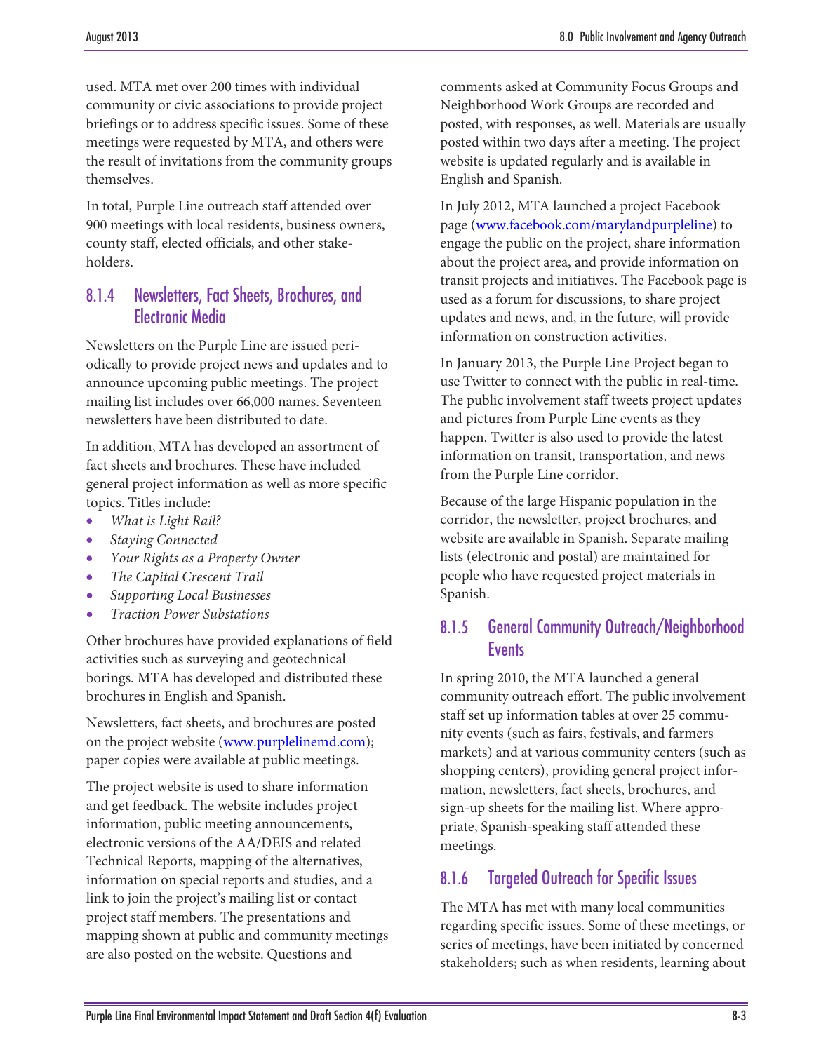used. MTA met over 200 times with individual community or civic associations to provide project briefings or to address specific issues. Some of these meetings were requested by MTA, and others were the result of invitations from the community groups themselves.

In total, Purple Line outreach staff attended over 900 meetings with local residents, business owners, county staff, elected officials, and other stakeholders.

### 8.1.4 Newsletters, Fact Sheets, Brochures, and Electronic Media

Newsletters on the Purple Line are issued periodically to provide project news and updates and to announce upcoming public meetings. The project mailing list includes over 66,000 names. Seventeen newsletters have been distributed to date.

In addition, MTA has developed an assortment of fact sheets and brochures. These have included general project information as well as more specific topics. Titles include:

- *What is Light Rail?*
- *Staying Connected*
- *Your Rights as a Property Owner*
- *The Capital Crescent Trail*
- *Supporting Local Businesses*
- *Traction Power Substations*

Other brochures have provided explanations of field activities such as surveying and geotechnical borings. MTA has developed and distributed these brochures in English and Spanish.

Newsletters, fact sheets, and brochures are posted on the project website (www.purplelinemd.com); paper copies were available at public meetings.

The project website is used to share information and get feedback. The website includes project information, public meeting announcements, electronic versions of the AA/DEIS and related Technical Reports, mapping of the alternatives, information on special reports and studies, and a link to join the project's mailing list or contact project staff members. The presentations and mapping shown at public and community meetings are also posted on the website. Questions and comments asked at Community Focus Groups and Neighborhood Work Groups are recorded and posted, with responses, as well. Materials are usually posted within two days after a meeting. The project website is updated regularly and is available in English and Spanish.

In July 2012, MTA launched a project Facebook page (www.facebook.com/marylandpurpleline) to engage the public on the project, share information about the project area, and provide information on transit projects and initiatives. The Facebook page is used as a forum for discussions, to share project updates and news, and, in the future, will provide information on construction activities.

In January 2013, the Purple Line Project began to use Twitter to connect with the public in real-time. The public involvement staff tweets project updates and pictures from Purple Line events as they happen. Twitter is also used to provide the latest information on transit, transportation, and news from the Purple Line corridor.

Because of the large Hispanic population in the corridor, the newsletter, project brochures, and website are available in Spanish. Separate mailing lists (electronic and postal) are maintained for people who have requested project materials in Spanish.

### 8.1.5 General Community Outreach/Neighborhood Events

In spring 2010, the MTA launched a general community outreach effort. The public involvement staff set up information tables at over 25 community events (such as fairs, festivals, and farmers markets) and at various community centers (such as shopping centers), providing general project information, newsletters, fact sheets, brochures, and sign-up sheets for the mailing list. Where appropriate, Spanish-speaking staff attended these meetings.

### 8.1.6 Targeted Outreach for Specific Issues

The MTA has met with many local communities regarding specific issues. Some of these meetings, or series of meetings, have been initiated by concerned stakeholders; such as when residents, learning about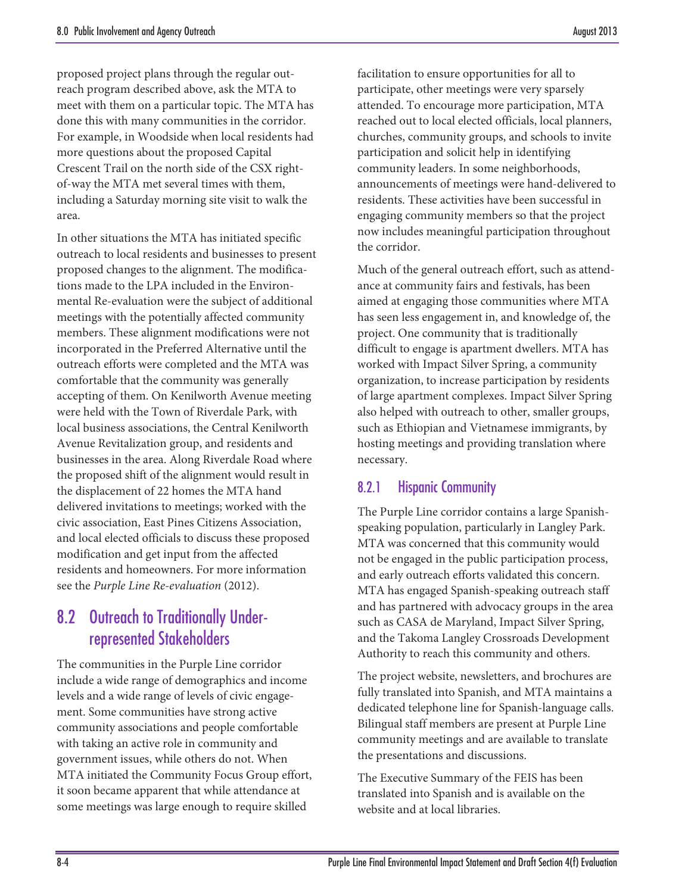proposed project plans through the regular outreach program described above, ask the MTA to meet with them on a particular topic. The MTA has done this with many communities in the corridor. For example, in Woodside when local residents had more questions about the proposed Capital Crescent Trail on the north side of the CSX right-of-way the MTA met several times with them, including a Saturday morning site visit to walk the area.

In other situations the MTA has initiated specific outreach to local residents and businesses to present proposed changes to the alignment. The modifications made to the LPA included in the Environmental Re-evaluation were the subject of additional meetings with the potentially affected community members. These alignment modifications were not incorporated in the Preferred Alternative until the outreach efforts were completed and the MTA was comfortable that the community was generally accepting of them. On Kenilworth Avenue meeting were held with the Town of Riverdale Park, with local business associations, the Central Kenilworth Avenue Revitalization group, and residents and businesses in the area. Along Riverdale Road where the proposed shift of the alignment would result in the displacement of 22 homes the MTA hand delivered invitations to meetings; worked with the civic association, East Pines Citizens Association, and local elected officials to discuss these proposed modification and get input from the affected residents and homeowners. For more information see the *Purple Line Re-evaluation* (2012).

## 8.2 Outreach to Traditionally Under-represented Stakeholders

The communities in the Purple Line corridor include a wide range of demographics and income levels and a wide range of levels of civic engagement. Some communities have strong active community associations and people comfortable with taking an active role in community and government issues, while others do not. When MTA initiated the Community Focus Group effort, it soon became apparent that while attendance at some meetings was large enough to require skilled facilitation to ensure opportunities for all to participate, other meetings were very sparsely attended. To encourage more participation, MTA reached out to local elected officials, local planners, churches, community groups, and schools to invite participation and solicit help in identifying community leaders. In some neighborhoods, announcements of meetings were hand-delivered to residents. These activities have been successful in engaging community members so that the project now includes meaningful participation throughout the corridor.

Much of the general outreach effort, such as attendance at community fairs and festivals, has been aimed at engaging those communities where MTA has seen less engagement in, and knowledge of, the project. One community that is traditionally difficult to engage is apartment dwellers. MTA has worked with Impact Silver Spring, a community organization, to increase participation by residents of large apartment complexes. Impact Silver Spring also helped with outreach to other, smaller groups, such as Ethiopian and Vietnamese immigrants, by hosting meetings and providing translation where necessary.

### 8.2.1 Hispanic Community

The Purple Line corridor contains a large Spanish-speaking population, particularly in Langley Park. MTA was concerned that this community would not be engaged in the public participation process, and early outreach efforts validated this concern. MTA has engaged Spanish-speaking outreach staff and has partnered with advocacy groups in the area such as CASA de Maryland, Impact Silver Spring, and the Takoma Langley Crossroads Development Authority to reach this community and others.

The project website, newsletters, and brochures are fully translated into Spanish, and MTA maintains a dedicated telephone line for Spanish-language calls. Bilingual staff members are present at Purple Line community meetings and are available to translate the presentations and discussions.

The Executive Summary of the FEIS has been translated into Spanish and is available on the website and at local libraries.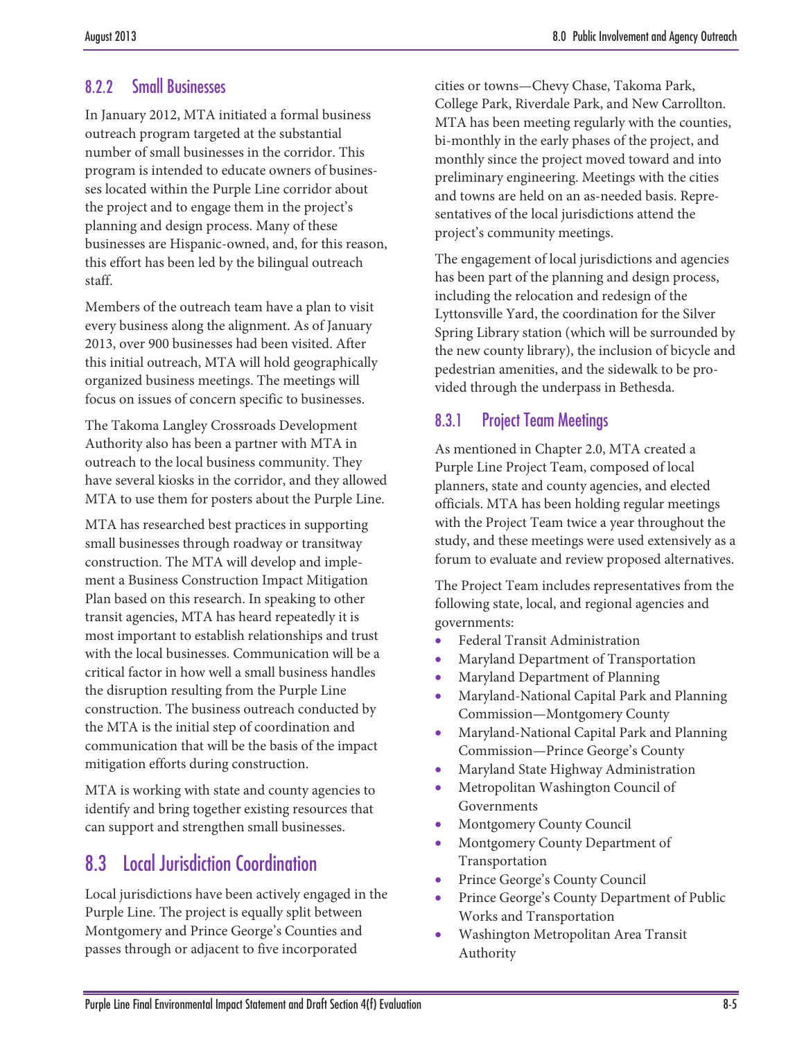### 8.2.2 Small Businesses

In January 2012, MTA initiated a formal business outreach program targeted at the substantial number of small businesses in the corridor. This program is intended to educate owners of businesses located within the Purple Line corridor about the project and to engage them in the project's planning and design process. Many of these businesses are Hispanic-owned, and, for this reason, this effort has been led by the bilingual outreach staff.

Members of the outreach team have a plan to visit every business along the alignment. As of January 2013, over 900 businesses had been visited. After this initial outreach, MTA will hold geographically organized business meetings. The meetings will focus on issues of concern specific to businesses.

The Takoma Langley Crossroads Development Authority also has been a partner with MTA in outreach to the local business community. They have several kiosks in the corridor, and they allowed MTA to use them for posters about the Purple Line.

MTA has researched best practices in supporting small businesses through roadway or transitway construction. The MTA will develop and implement a Business Construction Impact Mitigation Plan based on this research. In speaking to other transit agencies, MTA has heard repeatedly it is most important to establish relationships and trust with the local businesses. Communication will be a critical factor in how well a small business handles the disruption resulting from the Purple Line construction. The business outreach conducted by the MTA is the initial step of coordination and communication that will be the basis of the impact mitigation efforts during construction.

MTA is working with state and county agencies to identify and bring together existing resources that can support and strengthen small businesses.

## 8.3 Local Jurisdiction Coordination

Local jurisdictions have been actively engaged in the Purple Line. The project is equally split between Montgomery and Prince George's Counties and passes through or adjacent to five incorporated cities or towns—Chevy Chase, Takoma Park, College Park, Riverdale Park, and New Carrollton. MTA has been meeting regularly with the counties, bi-monthly in the early phases of the project, and monthly since the project moved toward and into preliminary engineering. Meetings with the cities and towns are held on an as-needed basis. Representatives of the local jurisdictions attend the project's community meetings.

The engagement of local jurisdictions and agencies has been part of the planning and design process, including the relocation and redesign of the Lyttonsville Yard, the coordination for the Silver Spring Library station (which will be surrounded by the new county library), the inclusion of bicycle and pedestrian amenities, and the sidewalk to be provided through the underpass in Bethesda.

### 8.3.1 Project Team Meetings

As mentioned in Chapter 2.0, MTA created a Purple Line Project Team, composed of local planners, state and county agencies, and elected officials. MTA has been holding regular meetings with the Project Team twice a year throughout the study, and these meetings were used extensively as a forum to evaluate and review proposed alternatives.

The Project Team includes representatives from the following state, local, and regional agencies and governments:

- Federal Transit Administration
- Maryland Department of Transportation
- Maryland Department of Planning
- Maryland-National Capital Park and Planning Commission—Montgomery County
- Maryland-National Capital Park and Planning Commission—Prince George's County
- Maryland State Highway Administration
- Metropolitan Washington Council of Governments
- Montgomery County Council
- Montgomery County Department of Transportation
- Prince George's County Council
- Prince George's County Department of Public Works and Transportation
- Washington Metropolitan Area Transit Authority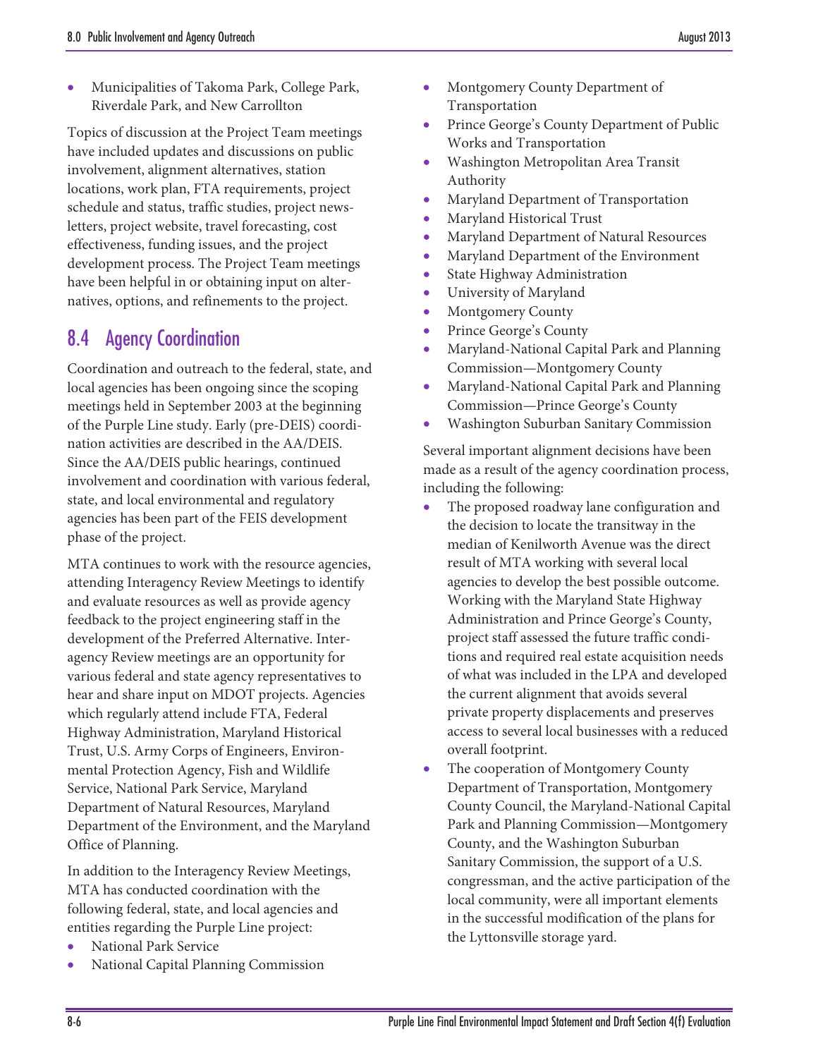- Municipalities of Takoma Park, College Park, Riverdale Park, and New Carrollton

Topics of discussion at the Project Team meetings have included updates and discussions on public involvement, alignment alternatives, station locations, work plan, FTA requirements, project schedule and status, traffic studies, project newsletters, project website, travel forecasting, cost effectiveness, funding issues, and the project development process. The Project Team meetings have been helpful in or obtaining input on alternatives, options, and refinements to the project.

## 8.4 Agency Coordination

Coordination and outreach to the federal, state, and local agencies has been ongoing since the scoping meetings held in September 2003 at the beginning of the Purple Line study. Early (pre-DEIS) coordination activities are described in the AA/DEIS. Since the AA/DEIS public hearings, continued involvement and coordination with various federal, state, and local environmental and regulatory agencies has been part of the FEIS development phase of the project.

MTA continues to work with the resource agencies, attending Interagency Review Meetings to identify and evaluate resources as well as provide agency feedback to the project engineering staff in the development of the Preferred Alternative. Interagency Review meetings are an opportunity for various federal and state agency representatives to hear and share input on MDOT projects. Agencies which regularly attend include FTA, Federal Highway Administration, Maryland Historical Trust, U.S. Army Corps of Engineers, Environmental Protection Agency, Fish and Wildlife Service, National Park Service, Maryland Department of Natural Resources, Maryland Department of the Environment, and the Maryland Office of Planning.

In addition to the Interagency Review Meetings, MTA has conducted coordination with the following federal, state, and local agencies and entities regarding the Purple Line project:

- National Park Service
- National Capital Planning Commission
- Montgomery County Department of Transportation
- Prince George's County Department of Public Works and Transportation
- Washington Metropolitan Area Transit Authority
- Maryland Department of Transportation
- Maryland Historical Trust
- Maryland Department of Natural Resources
- Maryland Department of the Environment
- State Highway Administration
- University of Maryland
- Montgomery County
- Prince George's County
- Maryland-National Capital Park and Planning Commission—Montgomery County
- Maryland-National Capital Park and Planning Commission—Prince George's County
- Washington Suburban Sanitary Commission

Several important alignment decisions have been made as a result of the agency coordination process, including the following:

- The proposed roadway lane configuration and the decision to locate the transitway in the median of Kenilworth Avenue was the direct result of MTA working with several local agencies to develop the best possible outcome. Working with the Maryland State Highway Administration and Prince George's County, project staff assessed the future traffic conditions and required real estate acquisition needs of what was included in the LPA and developed the current alignment that avoids several private property displacements and preserves access to several local businesses with a reduced overall footprint.
- The cooperation of Montgomery County Department of Transportation, Montgomery County Council, the Maryland-National Capital Park and Planning Commission—Montgomery County, and the Washington Suburban Sanitary Commission, the support of a U.S. congressman, and the active participation of the local community, were all important elements in the successful modification of the plans for the Lyttonsville storage yard.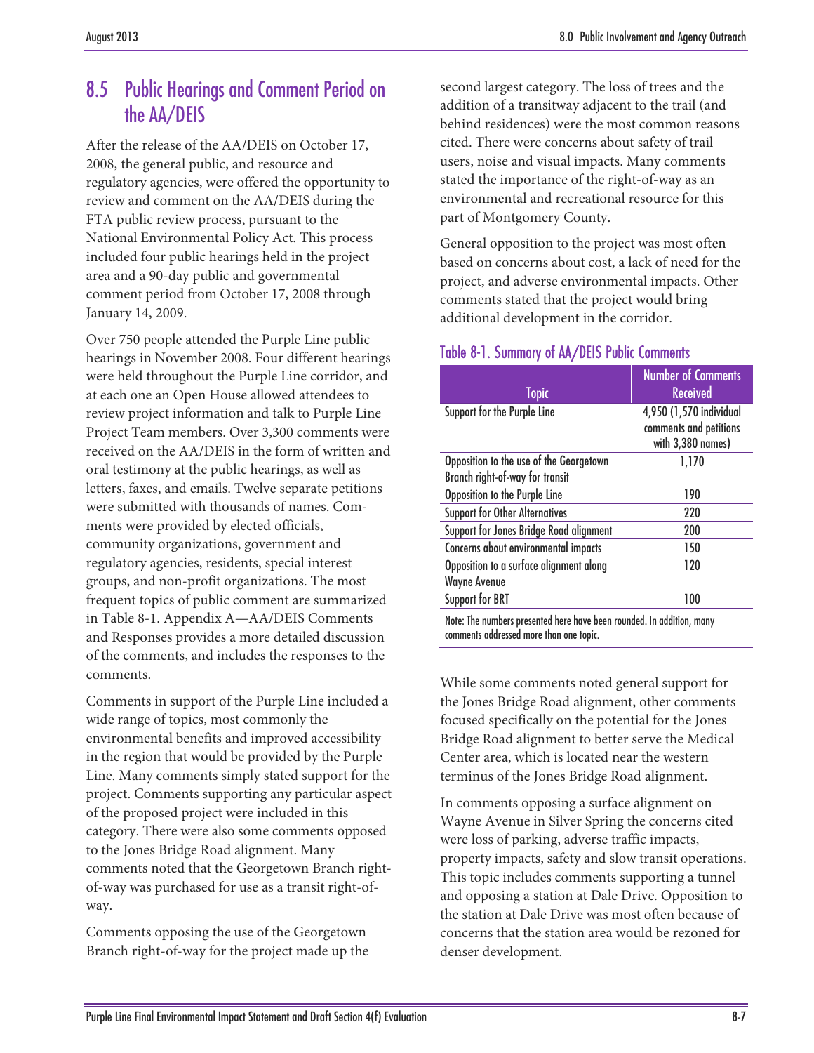## 8.5 Public Hearings and Comment Period on the AA/DEIS

After the release of the AA/DEIS on October 17, 2008, the general public, and resource and regulatory agencies, were offered the opportunity to review and comment on the AA/DEIS during the FTA public review process, pursuant to the National Environmental Policy Act. This process included four public hearings held in the project area and a 90-day public and governmental comment period from October 17, 2008 through January 14, 2009.

Over 750 people attended the Purple Line public hearings in November 2008. Four different hearings were held throughout the Purple Line corridor, and at each one an Open House allowed attendees to review project information and talk to Purple Line Project Team members. Over 3,300 comments were received on the AA/DEIS in the form of written and oral testimony at the public hearings, as well as letters, faxes, and emails. Twelve separate petitions were submitted with thousands of names. Comments were provided by elected officials, community organizations, government and regulatory agencies, residents, special interest groups, and non-profit organizations. The most frequent topics of public comment are summarized in Table 8-1. Appendix A—AA/DEIS Comments and Responses provides a more detailed discussion of the comments, and includes the responses to the comments.

Comments in support of the Purple Line included a wide range of topics, most commonly the environmental benefits and improved accessibility in the region that would be provided by the Purple Line. Many comments simply stated support for the project. Comments supporting any particular aspect of the proposed project were included in this category. There were also some comments opposed to the Jones Bridge Road alignment. Many comments noted that the Georgetown Branch right-of-way was purchased for use as a transit right-of-way.

Comments opposing the use of the Georgetown Branch right-of-way for the project made up the second largest category. The loss of trees and the addition of a transitway adjacent to the trail (and behind residences) were the most common reasons cited. There were concerns about safety of trail users, noise and visual impacts. Many comments stated the importance of the right-of-way as an environmental and recreational resource for this part of Montgomery County.

General opposition to the project was most often based on concerns about cost, a lack of need for the project, and adverse environmental impacts. Other comments stated that the project would bring additional development in the corridor.

**Table 8-1. Summary of AA/DEIS Public Comments**

| Topic | Number of Comments Received |
|---|---|
| Support for the Purple Line | 4,950 (1,570 individual comments and petitions with 3,380 names) |
| Opposition to the use of the Georgetown Branch right-of-way for transit | 1,170 |
| Opposition to the Purple Line | 190 |
| Support for Other Alternatives | 220 |
| Support for Jones Bridge Road alignment | 200 |
| Concerns about environmental impacts | 150 |
| Opposition to a surface alignment along Wayne Avenue | 120 |
| Support for BRT | 100 |

Note: The numbers presented here have been rounded. In addition, many comments addressed more than one topic.

While some comments noted general support for the Jones Bridge Road alignment, other comments focused specifically on the potential for the Jones Bridge Road alignment to better serve the Medical Center area, which is located near the western terminus of the Jones Bridge Road alignment.

In comments opposing a surface alignment on Wayne Avenue in Silver Spring the concerns cited were loss of parking, adverse traffic impacts, property impacts, safety and slow transit operations. This topic includes comments supporting a tunnel and opposing a station at Dale Drive. Opposition to the station at Dale Drive was most often because of concerns that the station area would be rezoned for denser development.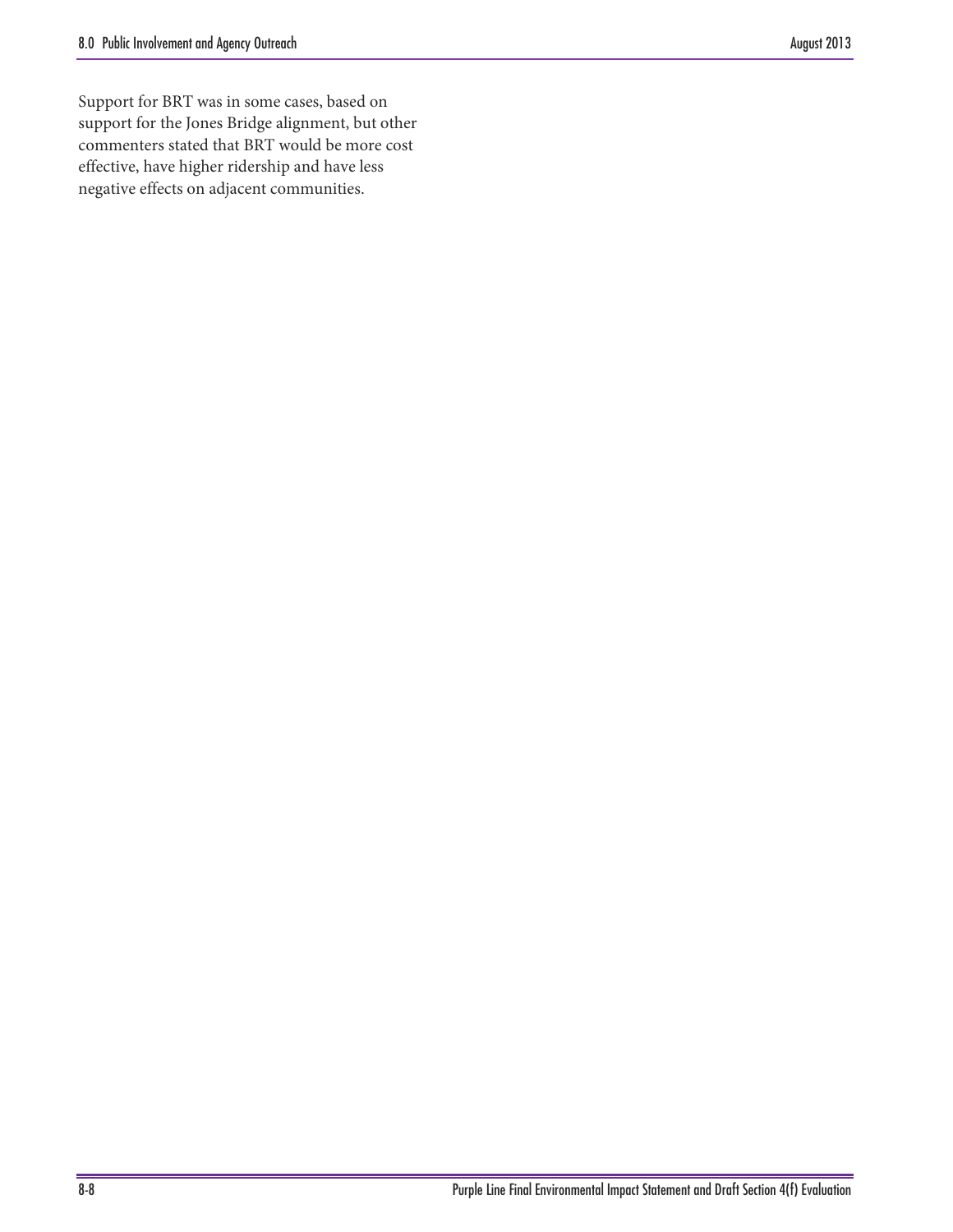Support for BRT was in some cases, based on support for the Jones Bridge alignment, but other commenters stated that BRT would be more cost effective, have higher ridership and have less negative effects on adjacent communities.